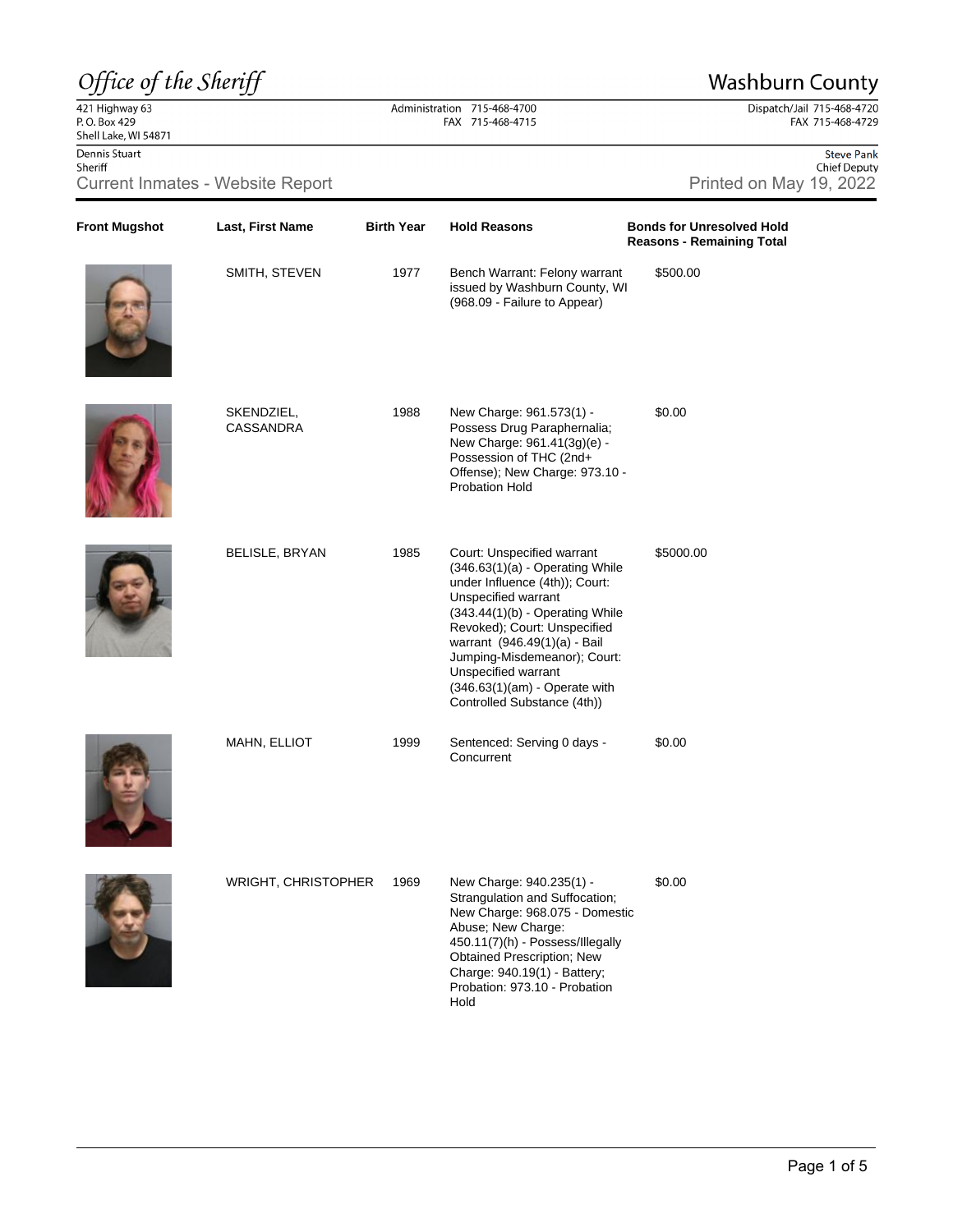# *Office of the Sheriff* — Washburn County

421 Highway 63
P. O. Box 429
Shell Lake, WI 54871

Administration 715-468-4700
FAX 715-468-4715

Dispatch/Jail 715-468-4720
FAX 715-468-4729

Dennis Stuart
Sheriff

Steve Pank
Chief Deputy

## Current Inmates - Website Report

Printed on May 19, 2022

| Front Mugshot | Last, First Name | Birth Year | Hold Reasons | Bonds for Unresolved Hold Reasons - Remaining Total |
|---|---|---|---|---|
| | SMITH, STEVEN | 1977 | Bench Warrant: Felony warrant issued by Washburn County, WI (968.09 - Failure to Appear) | $500.00 |
| | SKENDZIEL, CASSANDRA | 1988 | New Charge: 961.573(1) - Possess Drug Paraphernalia; New Charge: 961.41(3g)(e) - Possession of THC (2nd+ Offense); New Charge: 973.10 - Probation Hold | $0.00 |
| | BELISLE, BRYAN | 1985 | Court: Unspecified warrant (346.63(1)(a) - Operating While under Influence (4th)); Court: Unspecified warrant (343.44(1)(b) - Operating While Revoked); Court: Unspecified warrant (946.49(1)(a) - Bail Jumping-Misdemeanor); Court: Unspecified warrant (346.63(1)(am) - Operate with Controlled Substance (4th)) | $5000.00 |
| | MAHN, ELLIOT | 1999 | Sentenced: Serving 0 days - Concurrent | $0.00 |
| | WRIGHT, CHRISTOPHER | 1969 | New Charge: 940.235(1) - Strangulation and Suffocation; New Charge: 968.075 - Domestic Abuse; New Charge: 450.11(7)(h) - Possess/Illegally Obtained Prescription; New Charge: 940.19(1) - Battery; Probation: 973.10 - Probation Hold | $0.00 |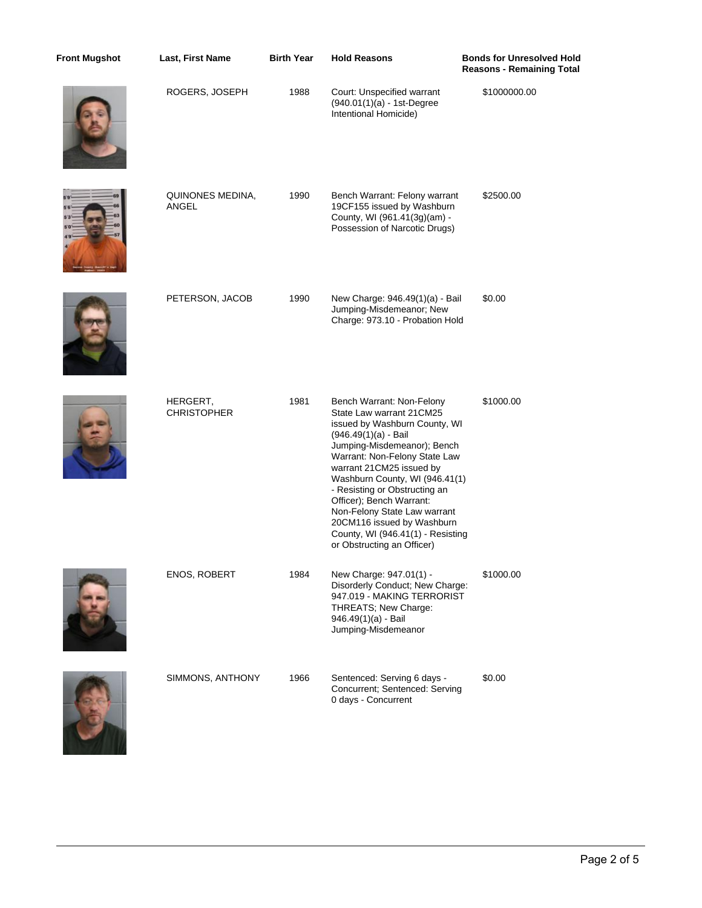| Front Mugshot | Last, First Name | Birth Year | Hold Reasons | Bonds for Unresolved Hold Reasons - Remaining Total |
|---|---|---|---|---|
| | ROGERS, JOSEPH | 1988 | Court: Unspecified warrant (940.01(1)(a) - 1st-Degree Intentional Homicide) | $1000000.00 |
| | QUINONES MEDINA, ANGEL | 1990 | Bench Warrant: Felony warrant 19CF155 issued by Washburn County, WI (961.41(3g)(am) - Possession of Narcotic Drugs) | $2500.00 |
| | PETERSON, JACOB | 1990 | New Charge: 946.49(1)(a) - Bail Jumping-Misdemeanor; New Charge: 973.10 - Probation Hold | $0.00 |
| | HERGERT, CHRISTOPHER | 1981 | Bench Warrant: Non-Felony State Law warrant 21CM25 issued by Washburn County, WI (946.49(1)(a) - Bail Jumping-Misdemeanor); Bench Warrant: Non-Felony State Law warrant 21CM25 issued by Washburn County, WI (946.41(1) - Resisting or Obstructing an Officer); Bench Warrant: Non-Felony State Law warrant 20CM116 issued by Washburn County, WI (946.41(1) - Resisting or Obstructing an Officer) | $1000.00 |
| | ENOS, ROBERT | 1984 | New Charge: 947.01(1) - Disorderly Conduct; New Charge: 947.019 - MAKING TERRORIST THREATS; New Charge: 946.49(1)(a) - Bail Jumping-Misdemeanor | $1000.00 |
| | SIMMONS, ANTHONY | 1966 | Sentenced: Serving 6 days - Concurrent; Sentenced: Serving 0 days - Concurrent | $0.00 |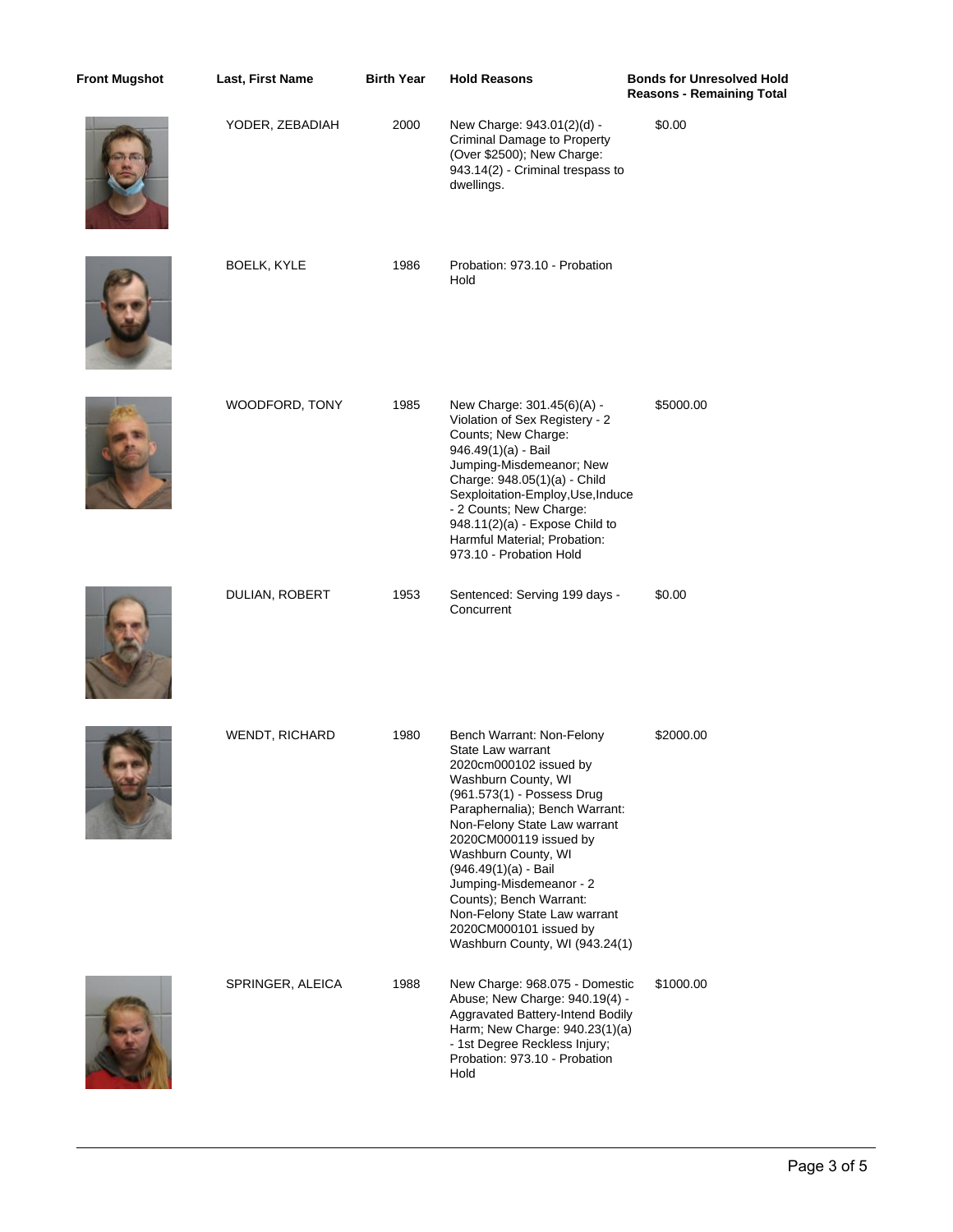| Front Mugshot | Last, First Name | Birth Year | Hold Reasons | Bonds for Unresolved Hold Reasons - Remaining Total |
|---|---|---|---|---|
| | YODER, ZEBADIAH | 2000 | New Charge: 943.01(2)(d) - Criminal Damage to Property (Over $2500); New Charge: 943.14(2) - Criminal trespass to dwellings. | $0.00 |
| | BOELK, KYLE | 1986 | Probation: 973.10 - Probation Hold | |
| | WOODFORD, TONY | 1985 | New Charge: 301.45(6)(A) - Violation of Sex Registery - 2 Counts; New Charge: 946.49(1)(a) - Bail Jumping-Misdemeanor; New Charge: 948.05(1)(a) - Child Sexploitation-Employ,Use,Induce - 2 Counts; New Charge: 948.11(2)(a) - Expose Child to Harmful Material; Probation: 973.10 - Probation Hold | $5000.00 |
| | DULIAN, ROBERT | 1953 | Sentenced: Serving 199 days - Concurrent | $0.00 |
| | WENDT, RICHARD | 1980 | Bench Warrant: Non-Felony State Law warrant 2020cm000102 issued by Washburn County, WI (961.573(1) - Possess Drug Paraphernalia); Bench Warrant: Non-Felony State Law warrant 2020CM000119 issued by Washburn County, WI (946.49(1)(a) - Bail Jumping-Misdemeanor - 2 Counts); Bench Warrant: Non-Felony State Law warrant 2020CM000101 issued by Washburn County, WI (943.24(1) | $2000.00 |
| | SPRINGER, ALEICA | 1988 | New Charge: 968.075 - Domestic Abuse; New Charge: 940.19(4) - Aggravated Battery-Intend Bodily Harm; New Charge: 940.23(1)(a) - 1st Degree Reckless Injury; Probation: 973.10 - Probation Hold | $1000.00 |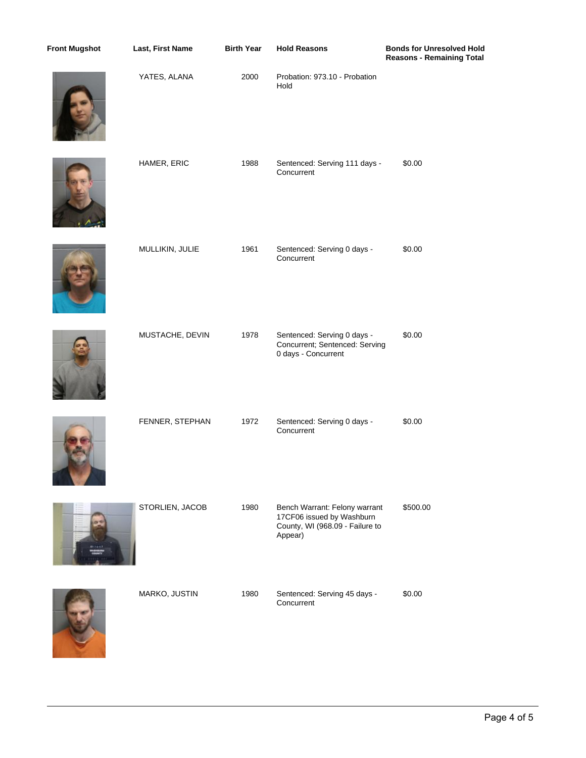| Front Mugshot | Last, First Name | Birth Year | Hold Reasons | Bonds for Unresolved Hold Reasons - Remaining Total |
| --- | --- | --- | --- | --- |
| | YATES, ALANA | 2000 | Probation: 973.10 - Probation Hold | |
| | HAMER, ERIC | 1988 | Sentenced: Serving 111 days - Concurrent | $0.00 |
| | MULLIKIN, JULIE | 1961 | Sentenced: Serving 0 days - Concurrent | $0.00 |
| | MUSTACHE, DEVIN | 1978 | Sentenced: Serving 0 days - Concurrent; Sentenced: Serving 0 days - Concurrent | $0.00 |
| | FENNER, STEPHAN | 1972 | Sentenced: Serving 0 days - Concurrent | $0.00 |
| | STORLIEN, JACOB | 1980 | Bench Warrant: Felony warrant 17CF06 issued by Washburn County, WI (968.09 - Failure to Appear) | $500.00 |
| | MARKO, JUSTIN | 1980 | Sentenced: Serving 45 days - Concurrent | $0.00 |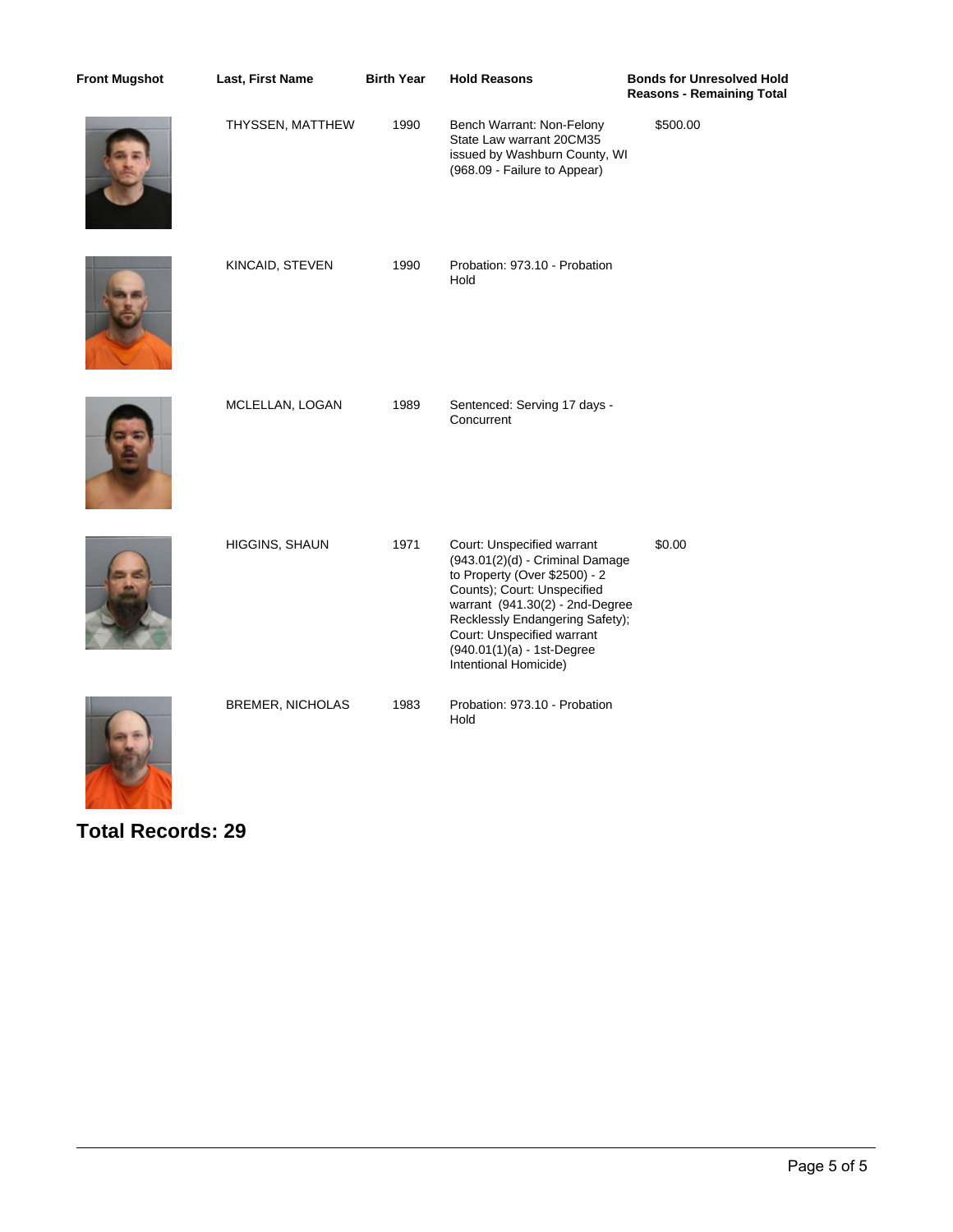| Front Mugshot | Last, First Name | Birth Year | Hold Reasons | Bonds for Unresolved Hold Reasons - Remaining Total |
|---|---|---|---|---|
| | THYSSEN, MATTHEW | 1990 | Bench Warrant: Non-Felony State Law warrant 20CM35 issued by Washburn County, WI (968.09 - Failure to Appear) | $500.00 |
| | KINCAID, STEVEN | 1990 | Probation: 973.10 - Probation Hold | |
| | MCLELLAN, LOGAN | 1989 | Sentenced: Serving 17 days - Concurrent | |
| | HIGGINS, SHAUN | 1971 | Court: Unspecified warrant (943.01(2)(d) - Criminal Damage to Property (Over $2500) - 2 Counts); Court: Unspecified warrant (941.30(2) - 2nd-Degree Recklessly Endangering Safety); Court: Unspecified warrant (940.01(1)(a) - 1st-Degree Intentional Homicide) | $0.00 |
| | BREMER, NICHOLAS | 1983 | Probation: 973.10 - Probation Hold | |

## Total Records: 29